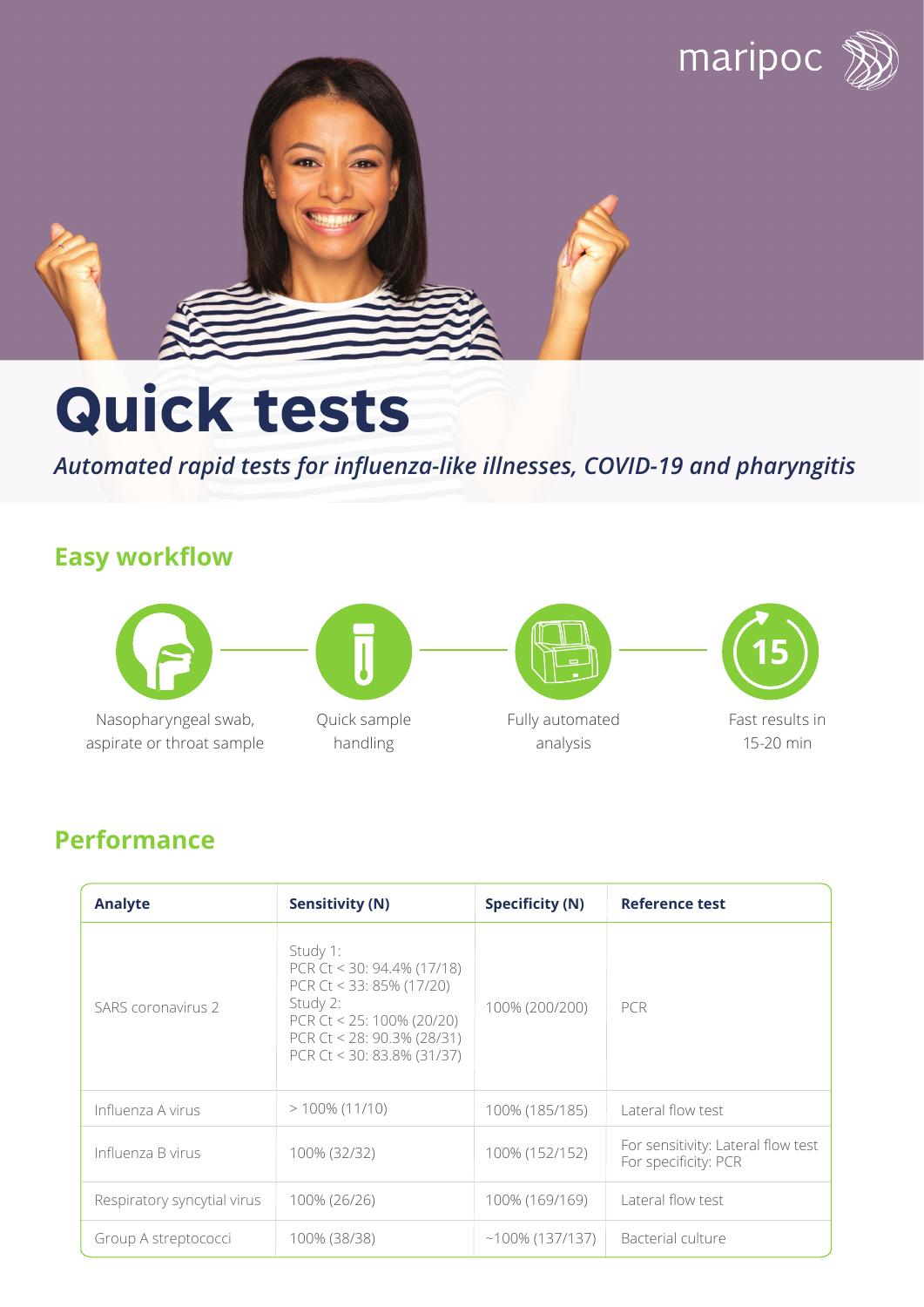maripoc

# Quick tests

*Automated rapid tests for influenza-like illnesses, COVID-19 and pharyngitis*

## Easy workflow

- Nasopharyngeal swab, aspirate or throat sample
- Quick sample handling
- Fully automated analysis
- Fast results in 15-20 min

## Performance

| Analyte | Sensitivity (N) | Specificity (N) | Reference test |
|---|---|---|---|
| SARS coronavirus 2 | Study 1:<br>PCR Ct < 30: 94.4% (17/18)<br>PCR Ct < 33: 85% (17/20)<br>Study 2:<br>PCR Ct < 25: 100% (20/20)<br>PCR Ct < 28: 90.3% (28/31)<br>PCR Ct < 30: 83.8% (31/37) | 100% (200/200) | PCR |
| Influenza A virus | > 100% (11/10) | 100% (185/185) | Lateral flow test |
| Influenza B virus | 100% (32/32) | 100% (152/152) | For sensitivity: Lateral flow test<br>For specificity: PCR |
| Respiratory syncytial virus | 100% (26/26) | 100% (169/169) | Lateral flow test |
| Group A streptococci | 100% (38/38) | ~100% (137/137) | Bacterial culture |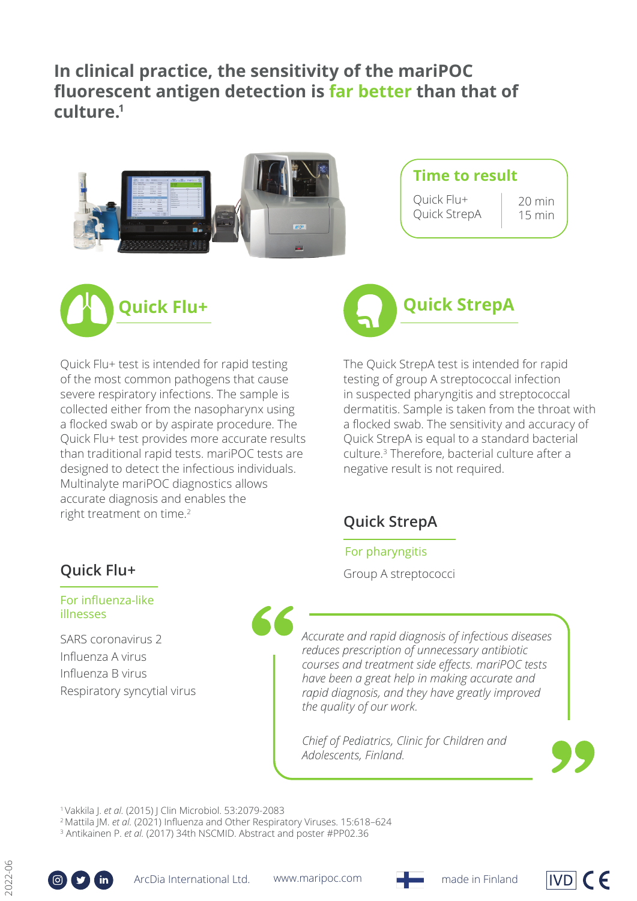## In clinical practice, the sensitivity of the mariPOC fluorescent antigen detection is far better than that of culture.[1]

### Time to result

| | |
|---|---|
| Quick Flu+ | 20 min |
| Quick StrepA | 15 min |

## Quick Flu+

Quick Flu+ test is intended for rapid testing of the most common pathogens that cause severe respiratory infections. The sample is collected either from the nasopharynx using a flocked swab or by aspirate procedure. The Quick Flu+ test provides more accurate results than traditional rapid tests. mariPOC tests are designed to detect the infectious individuals. Multinalyte mariPOC diagnostics allows accurate diagnosis and enables the right treatment on time.[2]

## Quick StrepA

The Quick StrepA test is intended for rapid testing of group A streptococcal infection in suspected pharyngitis and streptococcal dermatitis. Sample is taken from the throat with a flocked swab. The sensitivity and accuracy of Quick StrepA is equal to a standard bacterial culture.[3] Therefore, bacterial culture after a negative result is not required.

### Quick Flu+

For influenza-like illnesses

- SARS coronavirus 2
- Influenza A virus
- Influenza B virus
- Respiratory syncytial virus

### Quick StrepA

For pharyngitis

- Group A streptococci

> *Accurate and rapid diagnosis of infectious diseases reduces prescription of unnecessary antibiotic courses and treatment side effects. mariPOC tests have been a great help in making accurate and rapid diagnosis, and they have greatly improved the quality of our work.*
>
> *Chief of Pediatrics, Clinic for Children and Adolescents, Finland.*

[1] Vakkila J. *et al.* (2015) J Clin Microbiol. 53:2079-2083
[2] Mattila JM. *et al.* (2021) Influenza and Other Respiratory Viruses. 15:618–624
[3] Antikainen P. *et al.* (2017) 34th NSCMID. Abstract and poster #PP02.36

2022-06

ArcDia International Ltd. www.maripoc.com made in Finland IVD CE